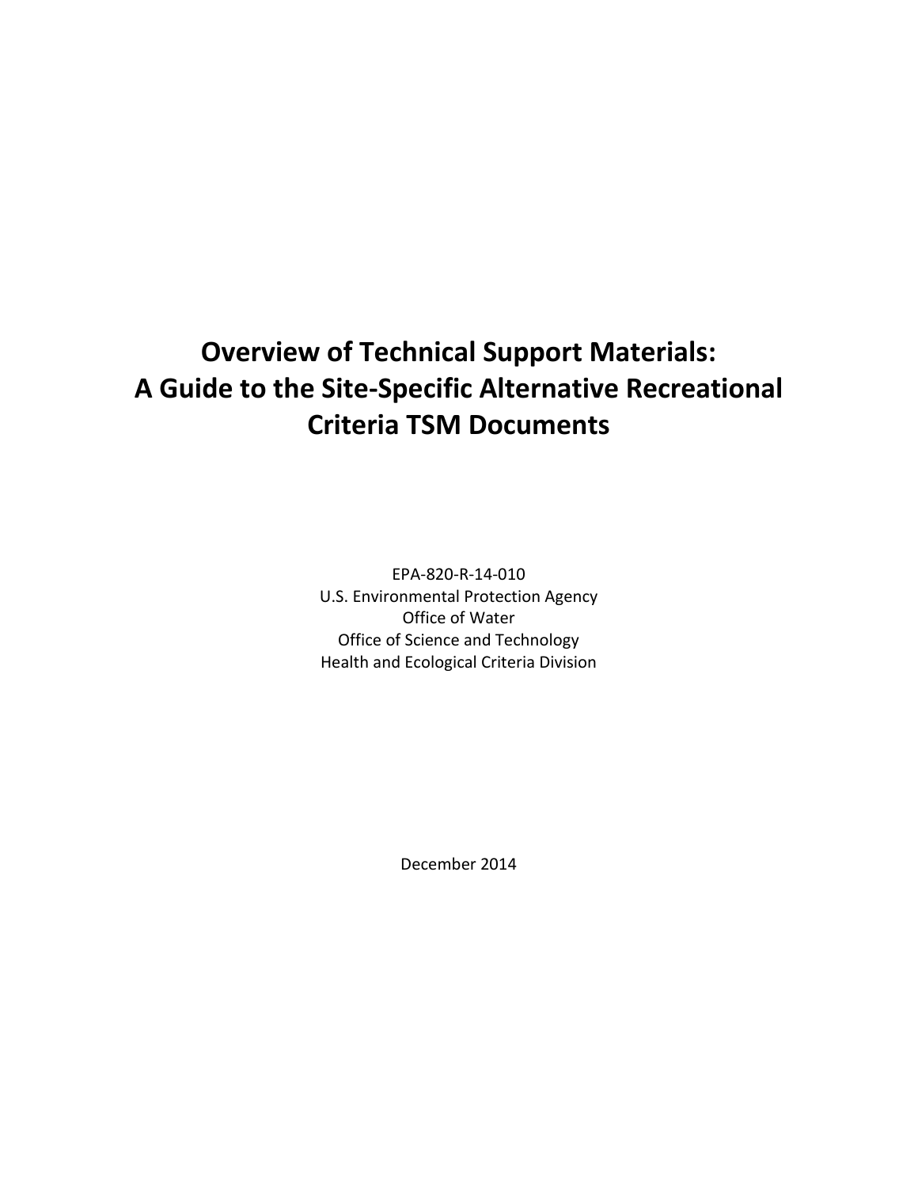# Overview of Technical Support Materials: A Guide to the Site-Specific Alternative Recreational Criteria TSM Documents

EPA-820-R-14-010
U.S. Environmental Protection Agency
Office of Water
Office of Science and Technology
Health and Ecological Criteria Division

December 2014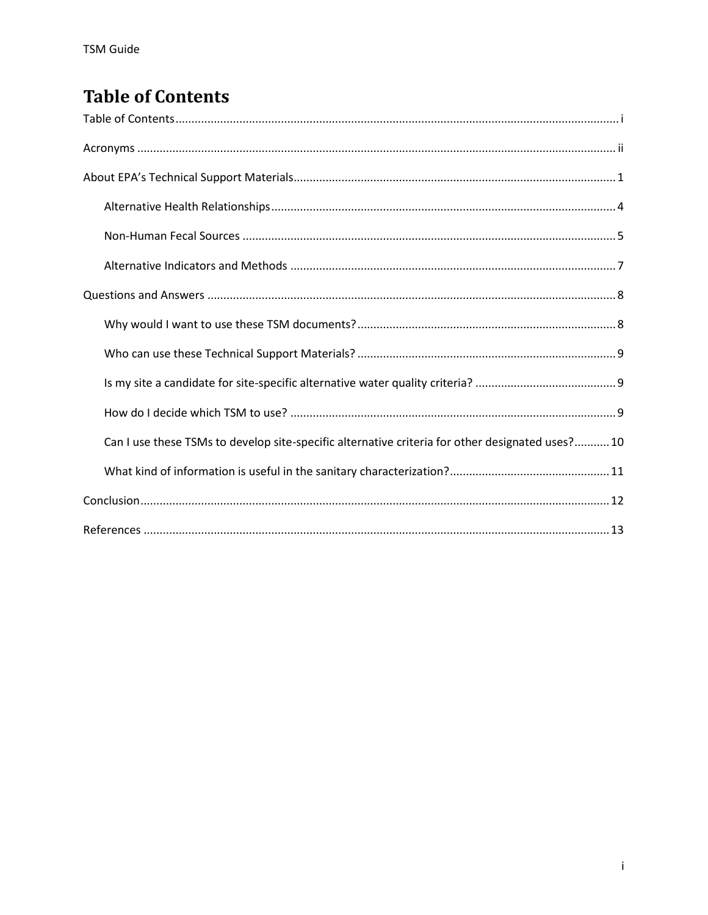# Table of Contents

Table of Contents .......... i

Acronyms .......... ii

About EPA's Technical Support Materials .......... 1

- Alternative Health Relationships .......... 4
- Non-Human Fecal Sources .......... 5
- Alternative Indicators and Methods .......... 7

Questions and Answers .......... 8

- Why would I want to use these TSM documents? .......... 8
- Who can use these Technical Support Materials? .......... 9
- Is my site a candidate for site-specific alternative water quality criteria? .......... 9
- How do I decide which TSM to use? .......... 9
- Can I use these TSMs to develop site-specific alternative criteria for other designated uses? .......... 10
- What kind of information is useful in the sanitary characterization? .......... 11

Conclusion .......... 12

References .......... 13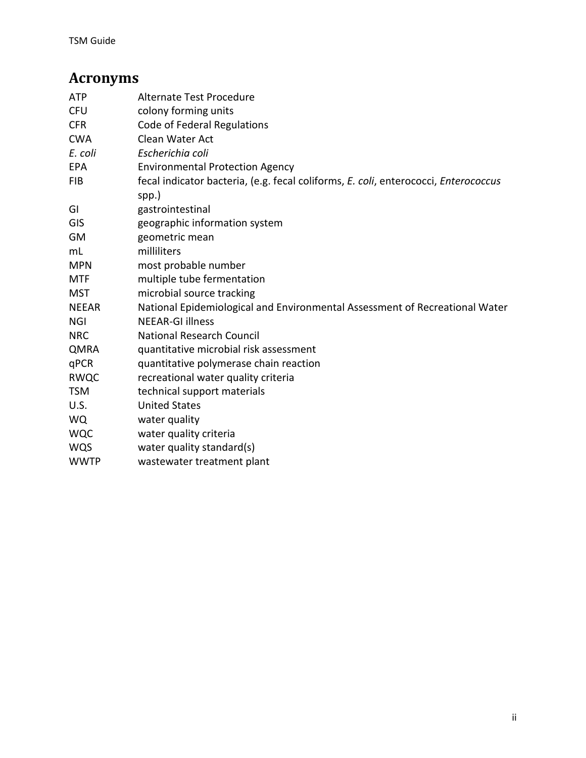## Acronyms

| | |
|---|---|
| ATP | Alternate Test Procedure |
| CFU | colony forming units |
| CFR | Code of Federal Regulations |
| CWA | Clean Water Act |
| *E. coli* | *Escherichia coli* |
| EPA | Environmental Protection Agency |
| FIB | fecal indicator bacteria, (e.g. fecal coliforms, *E. coli*, enterococci, *Enterococcus* spp.) |
| GI | gastrointestinal |
| GIS | geographic information system |
| GM | geometric mean |
| mL | milliliters |
| MPN | most probable number |
| MTF | multiple tube fermentation |
| MST | microbial source tracking |
| NEEAR | National Epidemiological and Environmental Assessment of Recreational Water |
| NGI | NEEAR-GI illness |
| NRC | National Research Council |
| QMRA | quantitative microbial risk assessment |
| qPCR | quantitative polymerase chain reaction |
| RWQC | recreational water quality criteria |
| TSM | technical support materials |
| U.S. | United States |
| WQ | water quality |
| WQC | water quality criteria |
| WQS | water quality standard(s) |
| WWTP | wastewater treatment plant |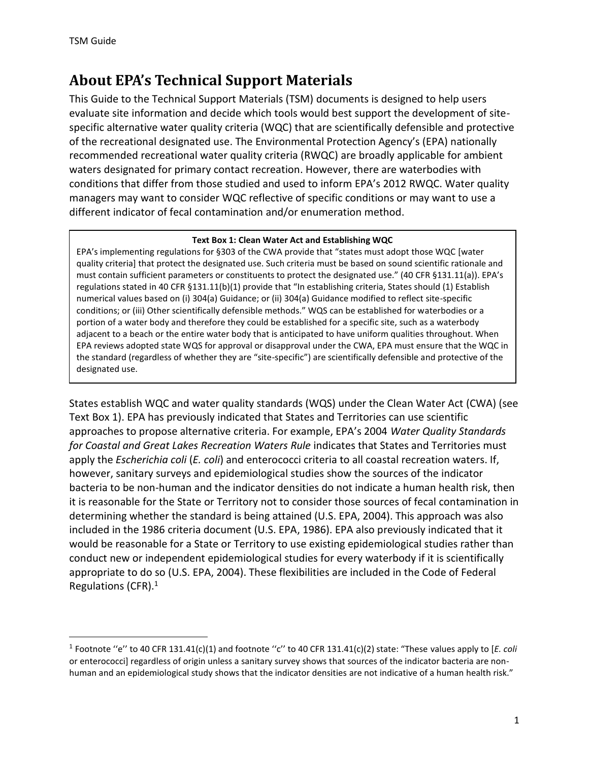# About EPA's Technical Support Materials

This Guide to the Technical Support Materials (TSM) documents is designed to help users evaluate site information and decide which tools would best support the development of site-specific alternative water quality criteria (WQC) that are scientifically defensible and protective of the recreational designated use. The Environmental Protection Agency's (EPA) nationally recommended recreational water quality criteria (RWQC) are broadly applicable for ambient waters designated for primary contact recreation. However, there are waterbodies with conditions that differ from those studied and used to inform EPA's 2012 RWQC. Water quality managers may want to consider WQC reflective of specific conditions or may want to use a different indicator of fecal contamination and/or enumeration method.

> **Text Box 1: Clean Water Act and Establishing WQC**
>
> EPA's implementing regulations for §303 of the CWA provide that "states must adopt those WQC [water quality criteria] that protect the designated use. Such criteria must be based on sound scientific rationale and must contain sufficient parameters or constituents to protect the designated use." (40 CFR §131.11(a)). EPA's regulations stated in 40 CFR §131.11(b)(1) provide that "In establishing criteria, States should (1) Establish numerical values based on (i) 304(a) Guidance; or (ii) 304(a) Guidance modified to reflect site-specific conditions; or (iii) Other scientifically defensible methods." WQS can be established for waterbodies or a portion of a water body and therefore they could be established for a specific site, such as a waterbody adjacent to a beach or the entire water body that is anticipated to have uniform qualities throughout. When EPA reviews adopted state WQS for approval or disapproval under the CWA, EPA must ensure that the WQC in the standard (regardless of whether they are "site-specific") are scientifically defensible and protective of the designated use.

States establish WQC and water quality standards (WQS) under the Clean Water Act (CWA) (see Text Box 1). EPA has previously indicated that States and Territories can use scientific approaches to propose alternative criteria. For example, EPA's 2004 *Water Quality Standards for Coastal and Great Lakes Recreation Waters Rule* indicates that States and Territories must apply the *Escherichia coli* (*E. coli*) and enterococci criteria to all coastal recreation waters. If, however, sanitary surveys and epidemiological studies show the sources of the indicator bacteria to be non-human and the indicator densities do not indicate a human health risk, then it is reasonable for the State or Territory not to consider those sources of fecal contamination in determining whether the standard is being attained (U.S. EPA, 2004). This approach was also included in the 1986 criteria document (U.S. EPA, 1986). EPA also previously indicated that it would be reasonable for a State or Territory to use existing epidemiological studies rather than conduct new or independent epidemiological studies for every waterbody if it is scientifically appropriate to do so (U.S. EPA, 2004). These flexibilities are included in the Code of Federal Regulations (CFR).[1]

[1] Footnote ''e'' to 40 CFR 131.41(c)(1) and footnote ''c'' to 40 CFR 131.41(c)(2) state: "These values apply to [*E. coli* or enterococci] regardless of origin unless a sanitary survey shows that sources of the indicator bacteria are non-human and an epidemiological study shows that the indicator densities are not indicative of a human health risk."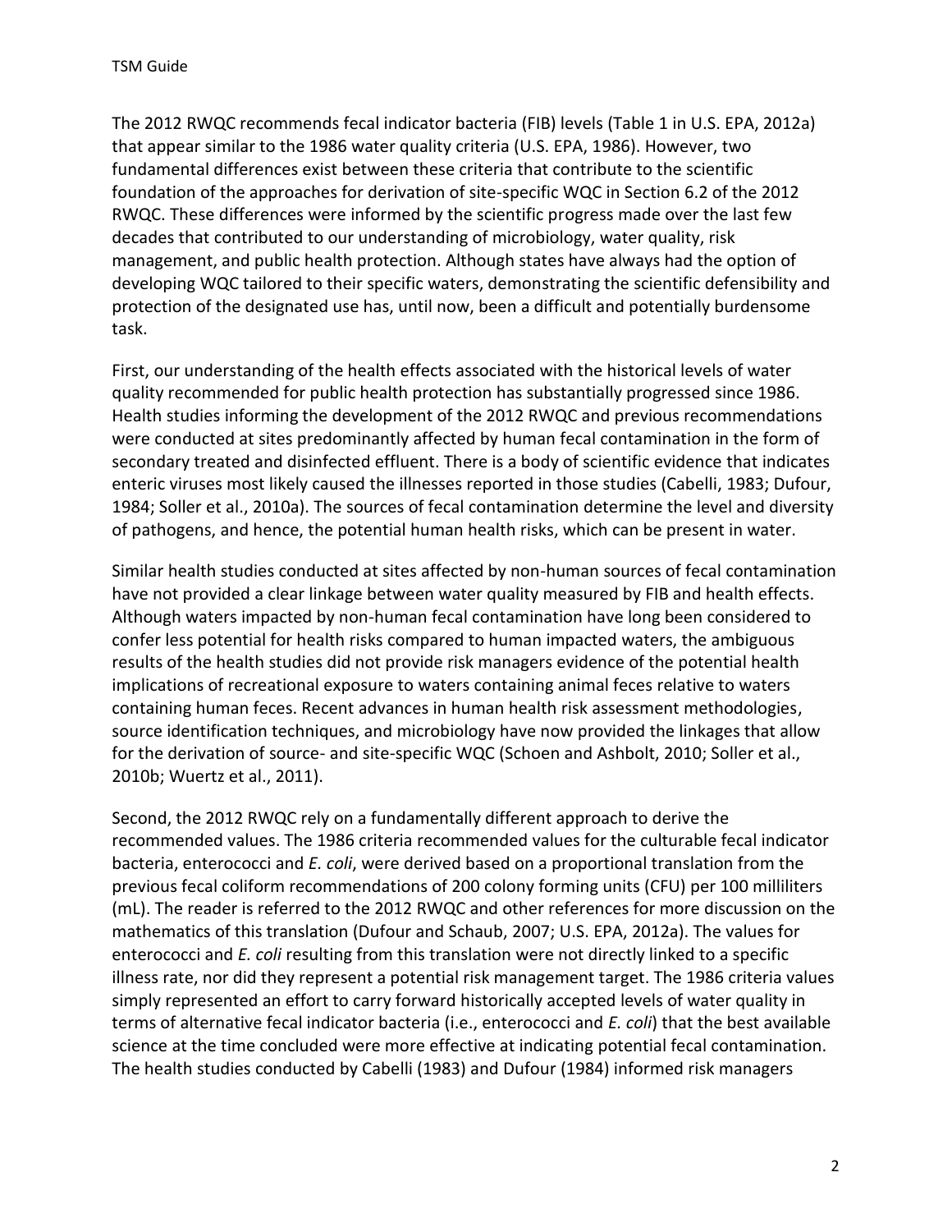The 2012 RWQC recommends fecal indicator bacteria (FIB) levels (Table 1 in U.S. EPA, 2012a) that appear similar to the 1986 water quality criteria (U.S. EPA, 1986). However, two fundamental differences exist between these criteria that contribute to the scientific foundation of the approaches for derivation of site-specific WQC in Section 6.2 of the 2012 RWQC. These differences were informed by the scientific progress made over the last few decades that contributed to our understanding of microbiology, water quality, risk management, and public health protection. Although states have always had the option of developing WQC tailored to their specific waters, demonstrating the scientific defensibility and protection of the designated use has, until now, been a difficult and potentially burdensome task.

First, our understanding of the health effects associated with the historical levels of water quality recommended for public health protection has substantially progressed since 1986. Health studies informing the development of the 2012 RWQC and previous recommendations were conducted at sites predominantly affected by human fecal contamination in the form of secondary treated and disinfected effluent. There is a body of scientific evidence that indicates enteric viruses most likely caused the illnesses reported in those studies (Cabelli, 1983; Dufour, 1984; Soller et al., 2010a). The sources of fecal contamination determine the level and diversity of pathogens, and hence, the potential human health risks, which can be present in water.

Similar health studies conducted at sites affected by non-human sources of fecal contamination have not provided a clear linkage between water quality measured by FIB and health effects. Although waters impacted by non-human fecal contamination have long been considered to confer less potential for health risks compared to human impacted waters, the ambiguous results of the health studies did not provide risk managers evidence of the potential health implications of recreational exposure to waters containing animal feces relative to waters containing human feces. Recent advances in human health risk assessment methodologies, source identification techniques, and microbiology have now provided the linkages that allow for the derivation of source- and site-specific WQC (Schoen and Ashbolt, 2010; Soller et al., 2010b; Wuertz et al., 2011).

Second, the 2012 RWQC rely on a fundamentally different approach to derive the recommended values. The 1986 criteria recommended values for the culturable fecal indicator bacteria, enterococci and *E. coli*, were derived based on a proportional translation from the previous fecal coliform recommendations of 200 colony forming units (CFU) per 100 milliliters (mL). The reader is referred to the 2012 RWQC and other references for more discussion on the mathematics of this translation (Dufour and Schaub, 2007; U.S. EPA, 2012a). The values for enterococci and *E. coli* resulting from this translation were not directly linked to a specific illness rate, nor did they represent a potential risk management target. The 1986 criteria values simply represented an effort to carry forward historically accepted levels of water quality in terms of alternative fecal indicator bacteria (i.e., enterococci and *E. coli*) that the best available science at the time concluded were more effective at indicating potential fecal contamination. The health studies conducted by Cabelli (1983) and Dufour (1984) informed risk managers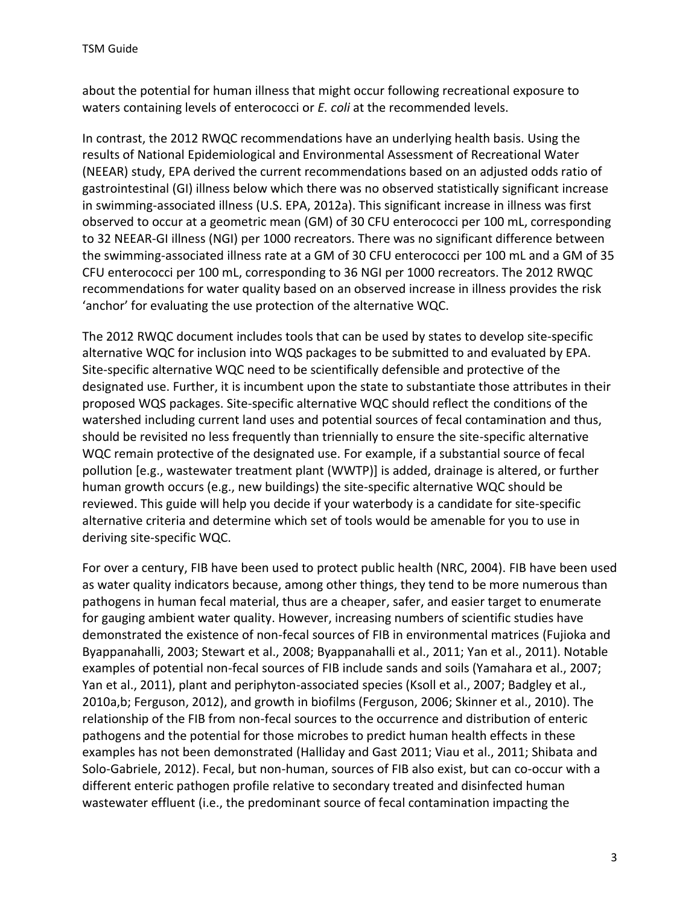about the potential for human illness that might occur following recreational exposure to waters containing levels of enterococci or *E. coli* at the recommended levels.

In contrast, the 2012 RWQC recommendations have an underlying health basis. Using the results of National Epidemiological and Environmental Assessment of Recreational Water (NEEAR) study, EPA derived the current recommendations based on an adjusted odds ratio of gastrointestinal (GI) illness below which there was no observed statistically significant increase in swimming-associated illness (U.S. EPA, 2012a). This significant increase in illness was first observed to occur at a geometric mean (GM) of 30 CFU enterococci per 100 mL, corresponding to 32 NEEAR-GI illness (NGI) per 1000 recreators. There was no significant difference between the swimming-associated illness rate at a GM of 30 CFU enterococci per 100 mL and a GM of 35 CFU enterococci per 100 mL, corresponding to 36 NGI per 1000 recreators. The 2012 RWQC recommendations for water quality based on an observed increase in illness provides the risk 'anchor' for evaluating the use protection of the alternative WQC.

The 2012 RWQC document includes tools that can be used by states to develop site-specific alternative WQC for inclusion into WQS packages to be submitted to and evaluated by EPA. Site-specific alternative WQC need to be scientifically defensible and protective of the designated use. Further, it is incumbent upon the state to substantiate those attributes in their proposed WQS packages. Site-specific alternative WQC should reflect the conditions of the watershed including current land uses and potential sources of fecal contamination and thus, should be revisited no less frequently than triennially to ensure the site-specific alternative WQC remain protective of the designated use. For example, if a substantial source of fecal pollution [e.g., wastewater treatment plant (WWTP)] is added, drainage is altered, or further human growth occurs (e.g., new buildings) the site-specific alternative WQC should be reviewed. This guide will help you decide if your waterbody is a candidate for site-specific alternative criteria and determine which set of tools would be amenable for you to use in deriving site-specific WQC.

For over a century, FIB have been used to protect public health (NRC, 2004). FIB have been used as water quality indicators because, among other things, they tend to be more numerous than pathogens in human fecal material, thus are a cheaper, safer, and easier target to enumerate for gauging ambient water quality. However, increasing numbers of scientific studies have demonstrated the existence of non-fecal sources of FIB in environmental matrices (Fujioka and Byappanahalli, 2003; Stewart et al., 2008; Byappanahalli et al., 2011; Yan et al., 2011). Notable examples of potential non-fecal sources of FIB include sands and soils (Yamahara et al., 2007; Yan et al., 2011), plant and periphyton-associated species (Ksoll et al., 2007; Badgley et al., 2010a,b; Ferguson, 2012), and growth in biofilms (Ferguson, 2006; Skinner et al., 2010). The relationship of the FIB from non-fecal sources to the occurrence and distribution of enteric pathogens and the potential for those microbes to predict human health effects in these examples has not been demonstrated (Halliday and Gast 2011; Viau et al., 2011; Shibata and Solo-Gabriele, 2012). Fecal, but non-human, sources of FIB also exist, but can co-occur with a different enteric pathogen profile relative to secondary treated and disinfected human wastewater effluent (i.e., the predominant source of fecal contamination impacting the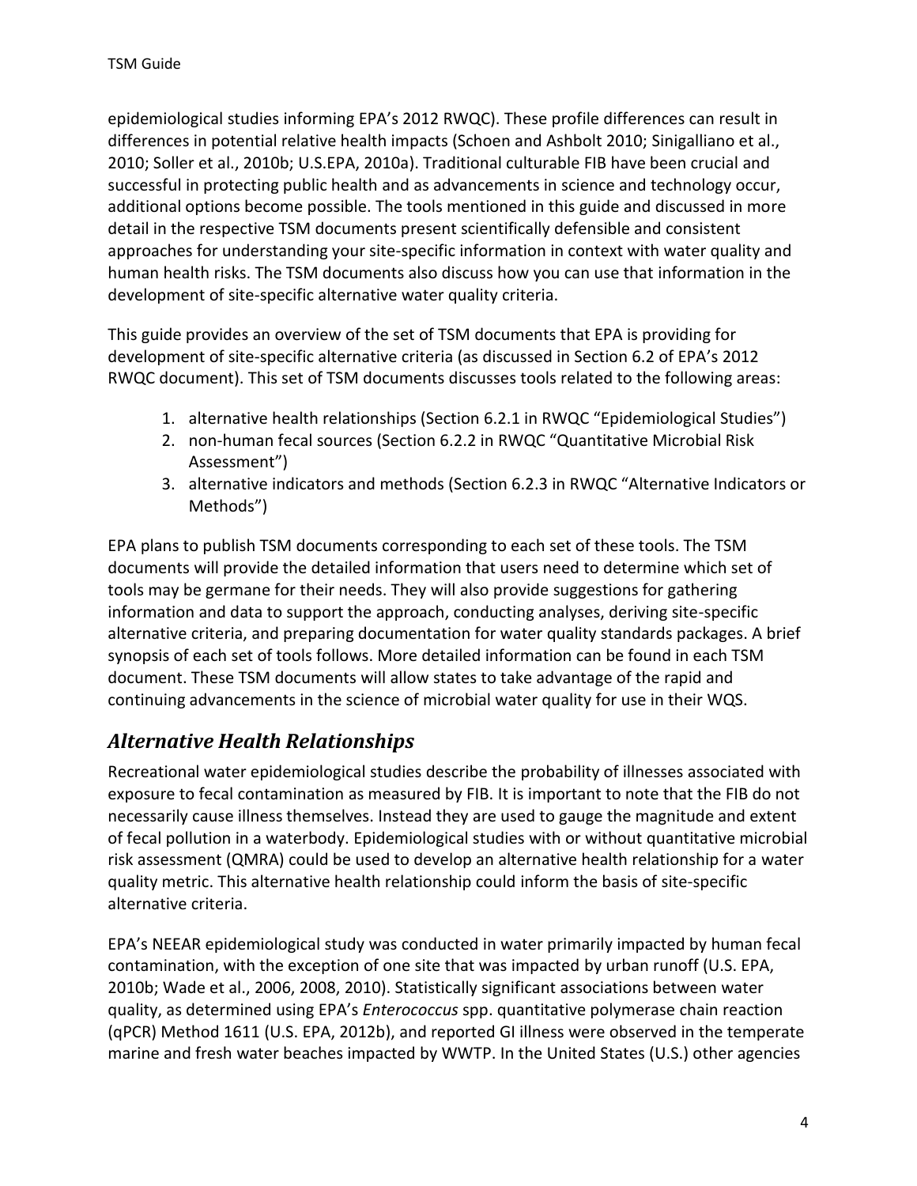epidemiological studies informing EPA's 2012 RWQC). These profile differences can result in differences in potential relative health impacts (Schoen and Ashbolt 2010; Sinigalliano et al., 2010; Soller et al., 2010b; U.S.EPA, 2010a). Traditional culturable FIB have been crucial and successful in protecting public health and as advancements in science and technology occur, additional options become possible. The tools mentioned in this guide and discussed in more detail in the respective TSM documents present scientifically defensible and consistent approaches for understanding your site-specific information in context with water quality and human health risks. The TSM documents also discuss how you can use that information in the development of site-specific alternative water quality criteria.

This guide provides an overview of the set of TSM documents that EPA is providing for development of site-specific alternative criteria (as discussed in Section 6.2 of EPA's 2012 RWQC document). This set of TSM documents discusses tools related to the following areas:

1. alternative health relationships (Section 6.2.1 in RWQC "Epidemiological Studies")
2. non-human fecal sources (Section 6.2.2 in RWQC "Quantitative Microbial Risk Assessment")
3. alternative indicators and methods (Section 6.2.3 in RWQC "Alternative Indicators or Methods")

EPA plans to publish TSM documents corresponding to each set of these tools. The TSM documents will provide the detailed information that users need to determine which set of tools may be germane for their needs. They will also provide suggestions for gathering information and data to support the approach, conducting analyses, deriving site-specific alternative criteria, and preparing documentation for water quality standards packages. A brief synopsis of each set of tools follows. More detailed information can be found in each TSM document. These TSM documents will allow states to take advantage of the rapid and continuing advancements in the science of microbial water quality for use in their WQS.

## *Alternative Health Relationships*

Recreational water epidemiological studies describe the probability of illnesses associated with exposure to fecal contamination as measured by FIB. It is important to note that the FIB do not necessarily cause illness themselves. Instead they are used to gauge the magnitude and extent of fecal pollution in a waterbody. Epidemiological studies with or without quantitative microbial risk assessment (QMRA) could be used to develop an alternative health relationship for a water quality metric. This alternative health relationship could inform the basis of site-specific alternative criteria.

EPA's NEEAR epidemiological study was conducted in water primarily impacted by human fecal contamination, with the exception of one site that was impacted by urban runoff (U.S. EPA, 2010b; Wade et al., 2006, 2008, 2010). Statistically significant associations between water quality, as determined using EPA's *Enterococcus* spp. quantitative polymerase chain reaction (qPCR) Method 1611 (U.S. EPA, 2012b), and reported GI illness were observed in the temperate marine and fresh water beaches impacted by WWTP. In the United States (U.S.) other agencies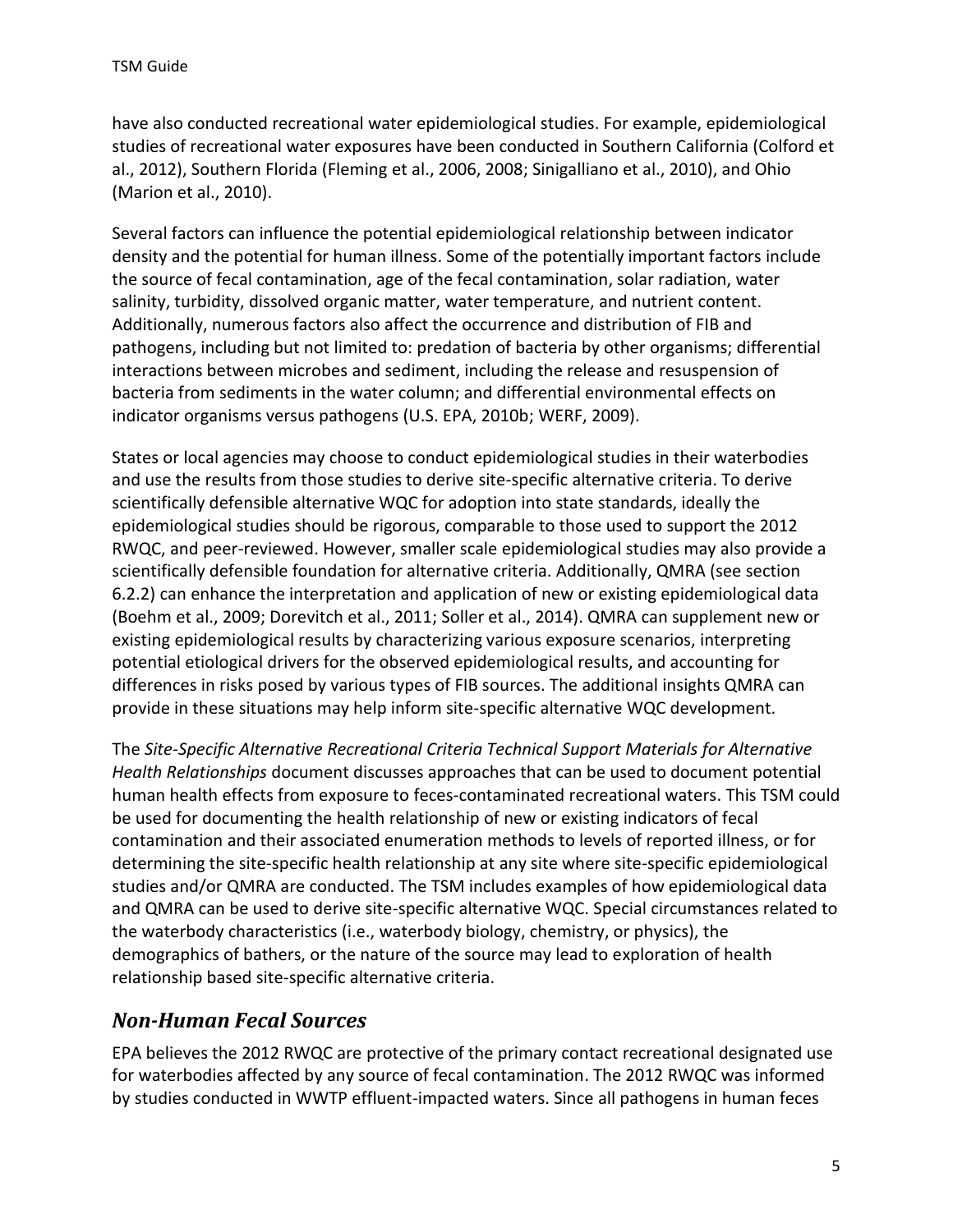have also conducted recreational water epidemiological studies. For example, epidemiological studies of recreational water exposures have been conducted in Southern California (Colford et al., 2012), Southern Florida (Fleming et al., 2006, 2008; Sinigalliano et al., 2010), and Ohio (Marion et al., 2010).

Several factors can influence the potential epidemiological relationship between indicator density and the potential for human illness. Some of the potentially important factors include the source of fecal contamination, age of the fecal contamination, solar radiation, water salinity, turbidity, dissolved organic matter, water temperature, and nutrient content. Additionally, numerous factors also affect the occurrence and distribution of FIB and pathogens, including but not limited to: predation of bacteria by other organisms; differential interactions between microbes and sediment, including the release and resuspension of bacteria from sediments in the water column; and differential environmental effects on indicator organisms versus pathogens (U.S. EPA, 2010b; WERF, 2009).

States or local agencies may choose to conduct epidemiological studies in their waterbodies and use the results from those studies to derive site-specific alternative criteria. To derive scientifically defensible alternative WQC for adoption into state standards, ideally the epidemiological studies should be rigorous, comparable to those used to support the 2012 RWQC, and peer-reviewed. However, smaller scale epidemiological studies may also provide a scientifically defensible foundation for alternative criteria. Additionally, QMRA (see section 6.2.2) can enhance the interpretation and application of new or existing epidemiological data (Boehm et al., 2009; Dorevitch et al., 2011; Soller et al., 2014). QMRA can supplement new or existing epidemiological results by characterizing various exposure scenarios, interpreting potential etiological drivers for the observed epidemiological results, and accounting for differences in risks posed by various types of FIB sources. The additional insights QMRA can provide in these situations may help inform site-specific alternative WQC development.

The *Site-Specific Alternative Recreational Criteria Technical Support Materials for Alternative Health Relationships* document discusses approaches that can be used to document potential human health effects from exposure to feces-contaminated recreational waters. This TSM could be used for documenting the health relationship of new or existing indicators of fecal contamination and their associated enumeration methods to levels of reported illness, or for determining the site-specific health relationship at any site where site-specific epidemiological studies and/or QMRA are conducted. The TSM includes examples of how epidemiological data and QMRA can be used to derive site-specific alternative WQC. Special circumstances related to the waterbody characteristics (i.e., waterbody biology, chemistry, or physics), the demographics of bathers, or the nature of the source may lead to exploration of health relationship based site-specific alternative criteria.

## *Non-Human Fecal Sources*

EPA believes the 2012 RWQC are protective of the primary contact recreational designated use for waterbodies affected by any source of fecal contamination. The 2012 RWQC was informed by studies conducted in WWTP effluent-impacted waters. Since all pathogens in human feces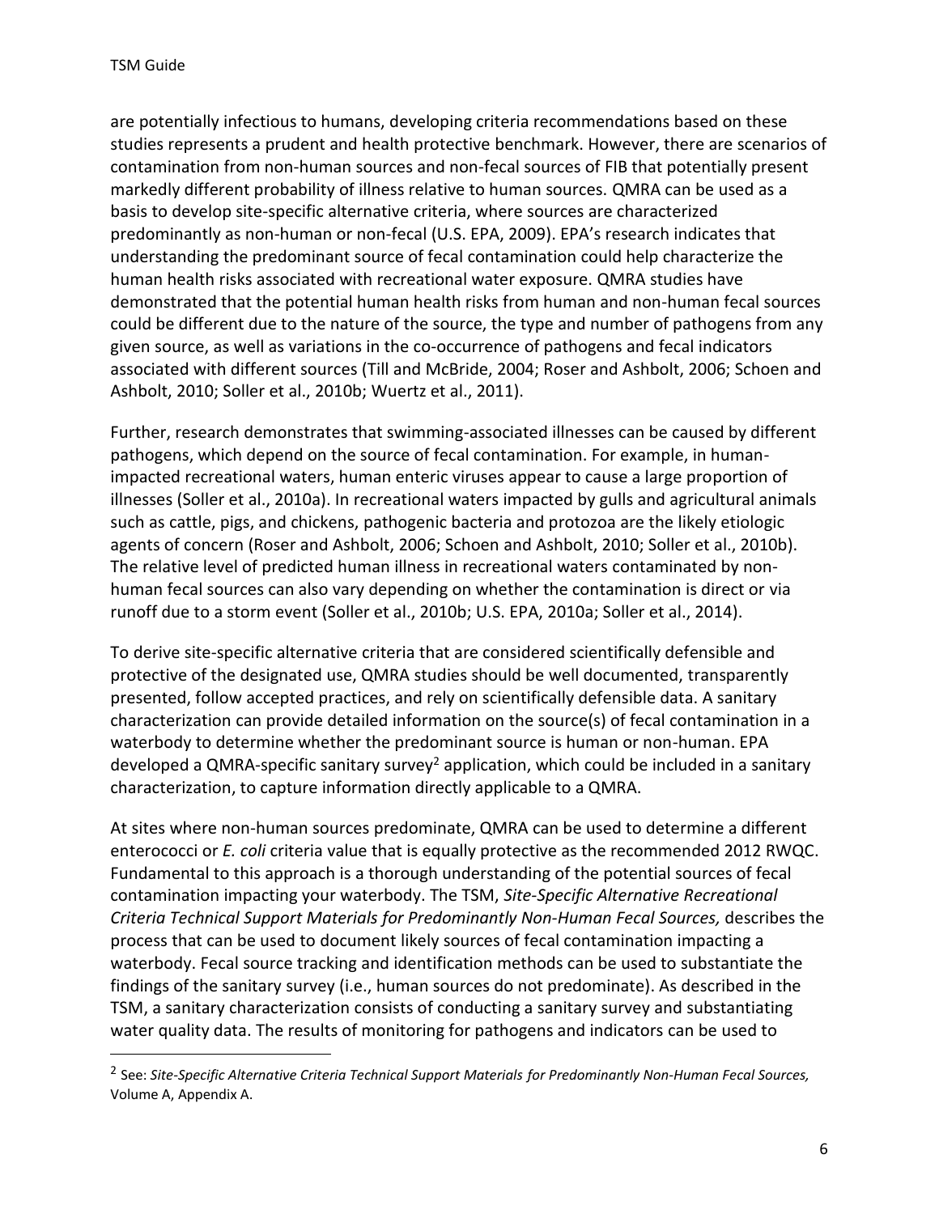are potentially infectious to humans, developing criteria recommendations based on these studies represents a prudent and health protective benchmark. However, there are scenarios of contamination from non-human sources and non-fecal sources of FIB that potentially present markedly different probability of illness relative to human sources. QMRA can be used as a basis to develop site-specific alternative criteria, where sources are characterized predominantly as non-human or non-fecal (U.S. EPA, 2009). EPA's research indicates that understanding the predominant source of fecal contamination could help characterize the human health risks associated with recreational water exposure. QMRA studies have demonstrated that the potential human health risks from human and non-human fecal sources could be different due to the nature of the source, the type and number of pathogens from any given source, as well as variations in the co-occurrence of pathogens and fecal indicators associated with different sources (Till and McBride, 2004; Roser and Ashbolt, 2006; Schoen and Ashbolt, 2010; Soller et al., 2010b; Wuertz et al., 2011).

Further, research demonstrates that swimming-associated illnesses can be caused by different pathogens, which depend on the source of fecal contamination. For example, in human-impacted recreational waters, human enteric viruses appear to cause a large proportion of illnesses (Soller et al., 2010a). In recreational waters impacted by gulls and agricultural animals such as cattle, pigs, and chickens, pathogenic bacteria and protozoa are the likely etiologic agents of concern (Roser and Ashbolt, 2006; Schoen and Ashbolt, 2010; Soller et al., 2010b). The relative level of predicted human illness in recreational waters contaminated by non-human fecal sources can also vary depending on whether the contamination is direct or via runoff due to a storm event (Soller et al., 2010b; U.S. EPA, 2010a; Soller et al., 2014).

To derive site-specific alternative criteria that are considered scientifically defensible and protective of the designated use, QMRA studies should be well documented, transparently presented, follow accepted practices, and rely on scientifically defensible data. A sanitary characterization can provide detailed information on the source(s) of fecal contamination in a waterbody to determine whether the predominant source is human or non-human. EPA developed a QMRA-specific sanitary survey[2] application, which could be included in a sanitary characterization, to capture information directly applicable to a QMRA.

At sites where non-human sources predominate, QMRA can be used to determine a different enterococci or *E. coli* criteria value that is equally protective as the recommended 2012 RWQC. Fundamental to this approach is a thorough understanding of the potential sources of fecal contamination impacting your waterbody. The TSM, *Site-Specific Alternative Recreational Criteria Technical Support Materials for Predominantly Non-Human Fecal Sources,* describes the process that can be used to document likely sources of fecal contamination impacting a waterbody. Fecal source tracking and identification methods can be used to substantiate the findings of the sanitary survey (i.e., human sources do not predominate). As described in the TSM, a sanitary characterization consists of conducting a sanitary survey and substantiating water quality data. The results of monitoring for pathogens and indicators can be used to

[2] See: *Site-Specific Alternative Criteria Technical Support Materials for Predominantly Non-Human Fecal Sources,* Volume A, Appendix A.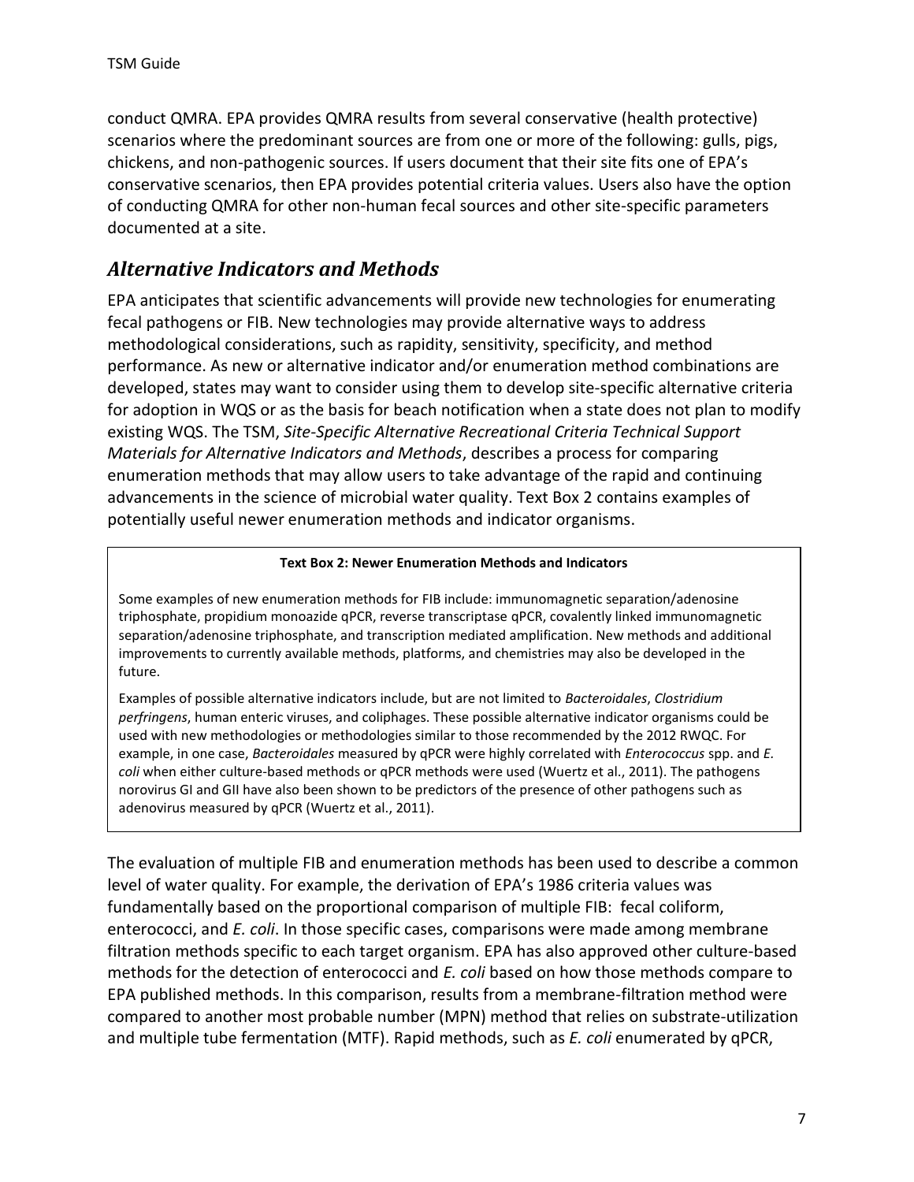conduct QMRA. EPA provides QMRA results from several conservative (health protective) scenarios where the predominant sources are from one or more of the following: gulls, pigs, chickens, and non-pathogenic sources. If users document that their site fits one of EPA's conservative scenarios, then EPA provides potential criteria values. Users also have the option of conducting QMRA for other non-human fecal sources and other site-specific parameters documented at a site.

## *Alternative Indicators and Methods*

EPA anticipates that scientific advancements will provide new technologies for enumerating fecal pathogens or FIB. New technologies may provide alternative ways to address methodological considerations, such as rapidity, sensitivity, specificity, and method performance. As new or alternative indicator and/or enumeration method combinations are developed, states may want to consider using them to develop site-specific alternative criteria for adoption in WQS or as the basis for beach notification when a state does not plan to modify existing WQS. The TSM, *Site-Specific Alternative Recreational Criteria Technical Support Materials for Alternative Indicators and Methods*, describes a process for comparing enumeration methods that may allow users to take advantage of the rapid and continuing advancements in the science of microbial water quality. Text Box 2 contains examples of potentially useful newer enumeration methods and indicator organisms.

> **Text Box 2: Newer Enumeration Methods and Indicators**
>
> Some examples of new enumeration methods for FIB include: immunomagnetic separation/adenosine triphosphate, propidium monoazide qPCR, reverse transcriptase qPCR, covalently linked immunomagnetic separation/adenosine triphosphate, and transcription mediated amplification. New methods and additional improvements to currently available methods, platforms, and chemistries may also be developed in the future.
>
> Examples of possible alternative indicators include, but are not limited to *Bacteroidales*, *Clostridium perfringens*, human enteric viruses, and coliphages. These possible alternative indicator organisms could be used with new methodologies or methodologies similar to those recommended by the 2012 RWQC. For example, in one case, *Bacteroidales* measured by qPCR were highly correlated with *Enterococcus* spp. and *E. coli* when either culture-based methods or qPCR methods were used (Wuertz et al., 2011). The pathogens norovirus GI and GII have also been shown to be predictors of the presence of other pathogens such as adenovirus measured by qPCR (Wuertz et al., 2011).

The evaluation of multiple FIB and enumeration methods has been used to describe a common level of water quality. For example, the derivation of EPA's 1986 criteria values was fundamentally based on the proportional comparison of multiple FIB: fecal coliform, enterococci, and *E. coli*. In those specific cases, comparisons were made among membrane filtration methods specific to each target organism. EPA has also approved other culture-based methods for the detection of enterococci and *E. coli* based on how those methods compare to EPA published methods. In this comparison, results from a membrane-filtration method were compared to another most probable number (MPN) method that relies on substrate-utilization and multiple tube fermentation (MTF). Rapid methods, such as *E. coli* enumerated by qPCR,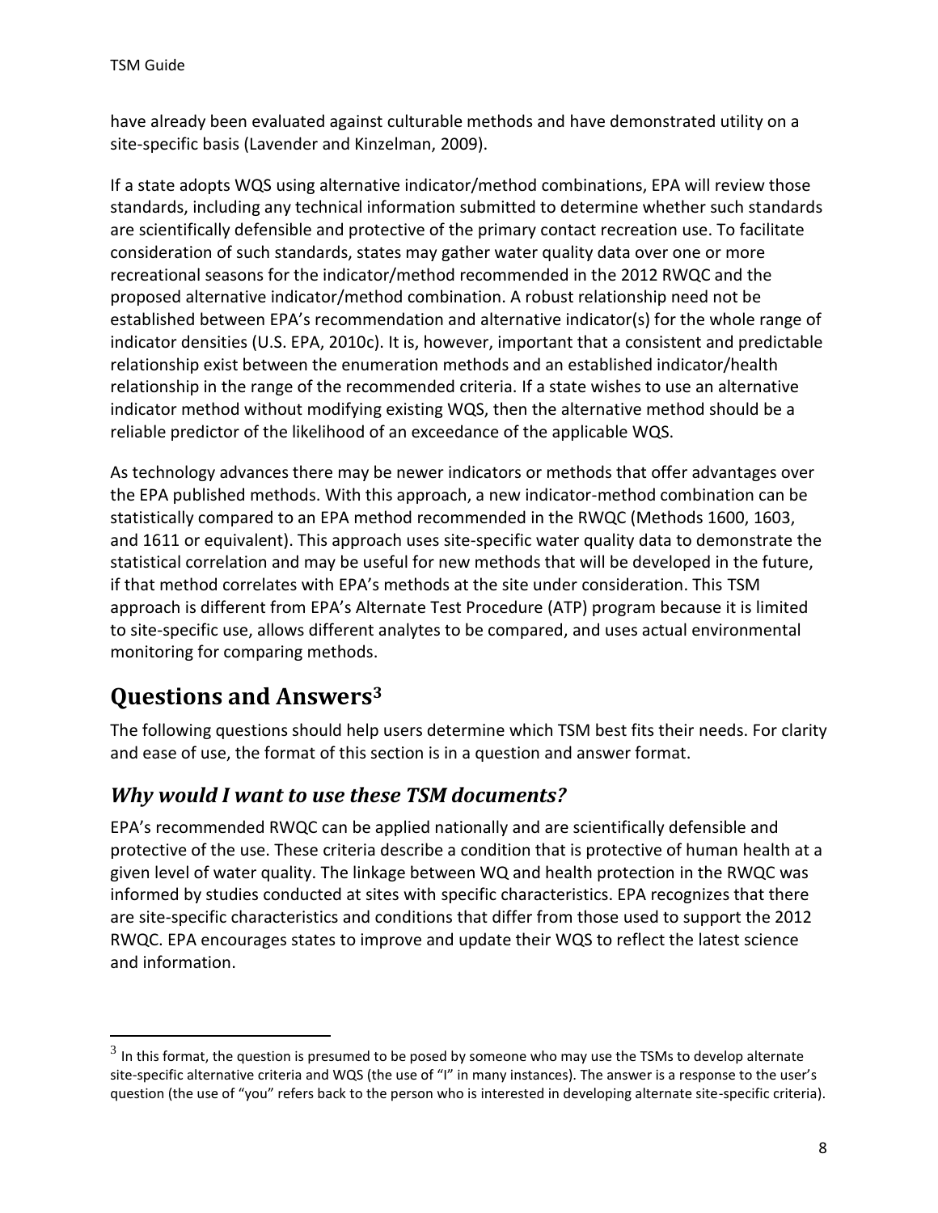have already been evaluated against culturable methods and have demonstrated utility on a site-specific basis (Lavender and Kinzelman, 2009).

If a state adopts WQS using alternative indicator/method combinations, EPA will review those standards, including any technical information submitted to determine whether such standards are scientifically defensible and protective of the primary contact recreation use. To facilitate consideration of such standards, states may gather water quality data over one or more recreational seasons for the indicator/method recommended in the 2012 RWQC and the proposed alternative indicator/method combination. A robust relationship need not be established between EPA's recommendation and alternative indicator(s) for the whole range of indicator densities (U.S. EPA, 2010c). It is, however, important that a consistent and predictable relationship exist between the enumeration methods and an established indicator/health relationship in the range of the recommended criteria. If a state wishes to use an alternative indicator method without modifying existing WQS, then the alternative method should be a reliable predictor of the likelihood of an exceedance of the applicable WQS.

As technology advances there may be newer indicators or methods that offer advantages over the EPA published methods. With this approach, a new indicator-method combination can be statistically compared to an EPA method recommended in the RWQC (Methods 1600, 1603, and 1611 or equivalent). This approach uses site-specific water quality data to demonstrate the statistical correlation and may be useful for new methods that will be developed in the future, if that method correlates with EPA's methods at the site under consideration. This TSM approach is different from EPA's Alternate Test Procedure (ATP) program because it is limited to site-specific use, allows different analytes to be compared, and uses actual environmental monitoring for comparing methods.

# Questions and Answers[3]

The following questions should help users determine which TSM best fits their needs. For clarity and ease of use, the format of this section is in a question and answer format.

## *Why would I want to use these TSM documents?*

EPA's recommended RWQC can be applied nationally and are scientifically defensible and protective of the use. These criteria describe a condition that is protective of human health at a given level of water quality. The linkage between WQ and health protection in the RWQC was informed by studies conducted at sites with specific characteristics. EPA recognizes that there are site-specific characteristics and conditions that differ from those used to support the 2012 RWQC. EPA encourages states to improve and update their WQS to reflect the latest science and information.

---

[3] In this format, the question is presumed to be posed by someone who may use the TSMs to develop alternate site-specific alternative criteria and WQS (the use of "I" in many instances). The answer is a response to the user's question (the use of "you" refers back to the person who is interested in developing alternate site-specific criteria).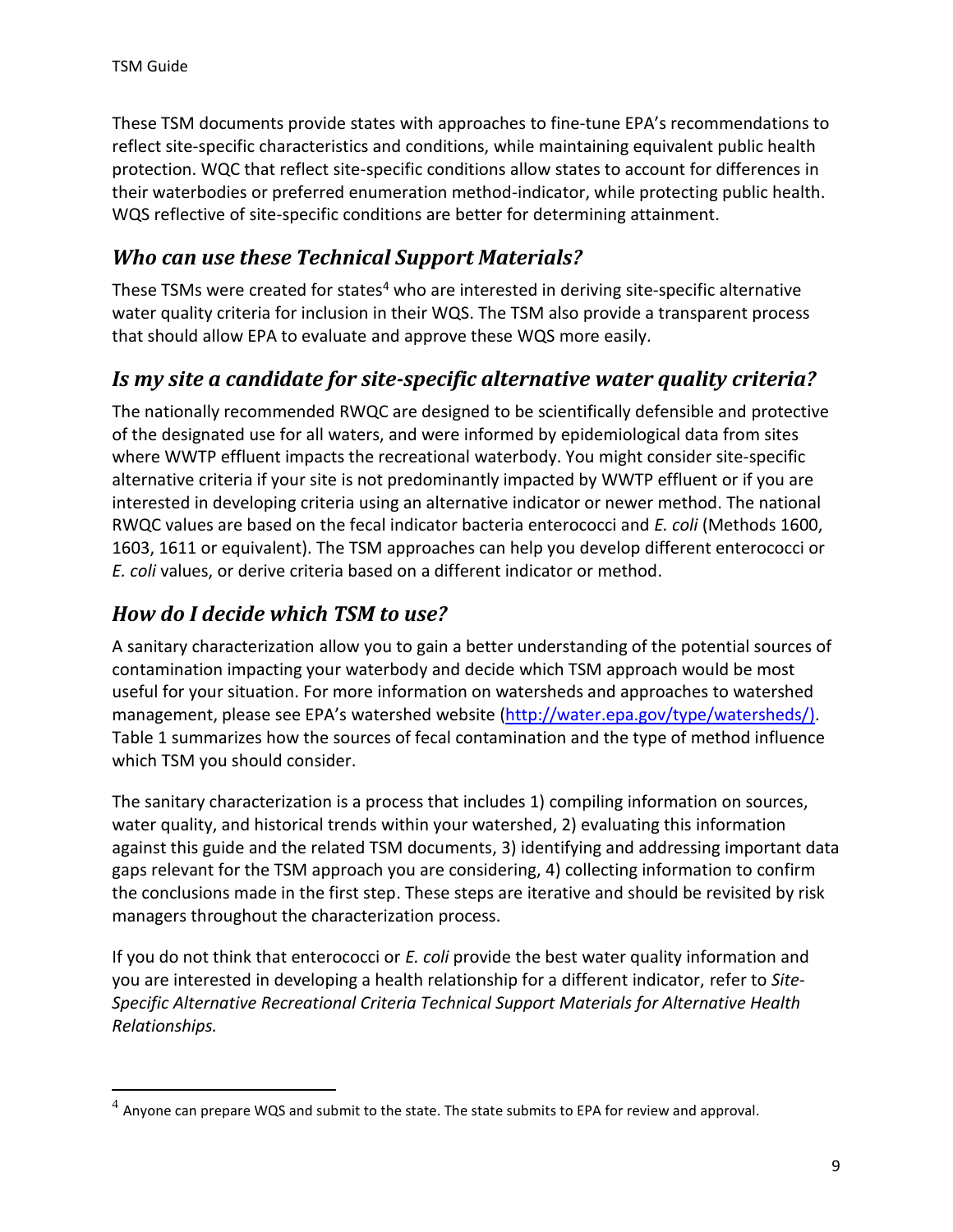These TSM documents provide states with approaches to fine-tune EPA's recommendations to reflect site-specific characteristics and conditions, while maintaining equivalent public health protection. WQC that reflect site-specific conditions allow states to account for differences in their waterbodies or preferred enumeration method-indicator, while protecting public health. WQS reflective of site-specific conditions are better for determining attainment.

## *Who can use these Technical Support Materials?*

These TSMs were created for states[4] who are interested in deriving site-specific alternative water quality criteria for inclusion in their WQS. The TSM also provide a transparent process that should allow EPA to evaluate and approve these WQS more easily.

## *Is my site a candidate for site-specific alternative water quality criteria?*

The nationally recommended RWQC are designed to be scientifically defensible and protective of the designated use for all waters, and were informed by epidemiological data from sites where WWTP effluent impacts the recreational waterbody. You might consider site-specific alternative criteria if your site is not predominantly impacted by WWTP effluent or if you are interested in developing criteria using an alternative indicator or newer method. The national RWQC values are based on the fecal indicator bacteria enterococci and *E. coli* (Methods 1600, 1603, 1611 or equivalent). The TSM approaches can help you develop different enterococci or *E. coli* values, or derive criteria based on a different indicator or method.

## *How do I decide which TSM to use?*

A sanitary characterization allow you to gain a better understanding of the potential sources of contamination impacting your waterbody and decide which TSM approach would be most useful for your situation. For more information on watersheds and approaches to watershed management, please see EPA's watershed website (http://water.epa.gov/type/watersheds/). Table 1 summarizes how the sources of fecal contamination and the type of method influence which TSM you should consider.

The sanitary characterization is a process that includes 1) compiling information on sources, water quality, and historical trends within your watershed, 2) evaluating this information against this guide and the related TSM documents, 3) identifying and addressing important data gaps relevant for the TSM approach you are considering, 4) collecting information to confirm the conclusions made in the first step. These steps are iterative and should be revisited by risk managers throughout the characterization process.

If you do not think that enterococci or *E. coli* provide the best water quality information and you are interested in developing a health relationship for a different indicator, refer to *Site-Specific Alternative Recreational Criteria Technical Support Materials for Alternative Health Relationships.*

---

[4] Anyone can prepare WQS and submit to the state. The state submits to EPA for review and approval.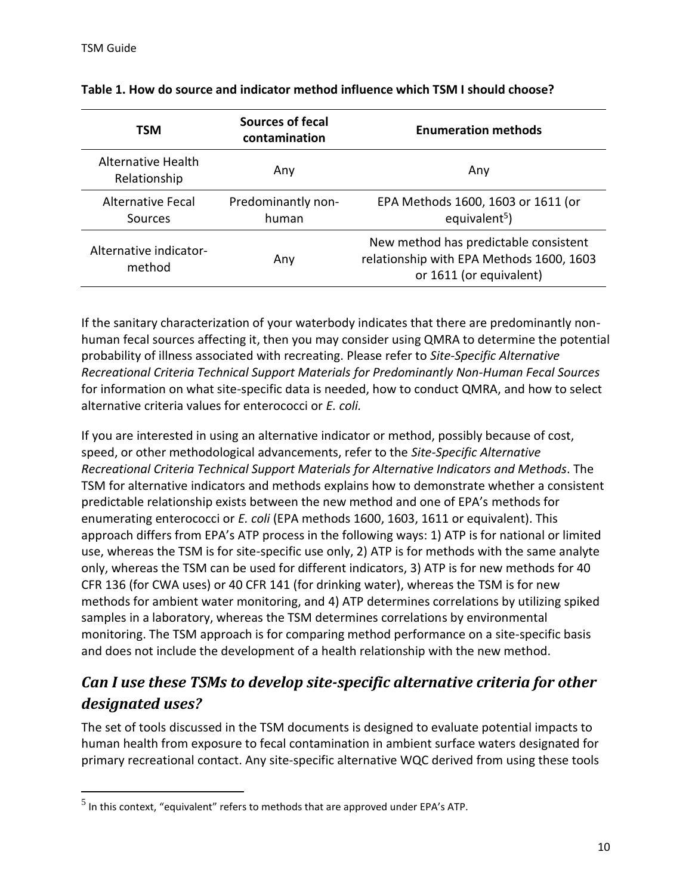**Table 1. How do source and indicator method influence which TSM I should choose?**

| TSM | Sources of fecal contamination | Enumeration methods |
|---|---|---|
| Alternative Health Relationship | Any | Any |
| Alternative Fecal Sources | Predominantly non-human | EPA Methods 1600, 1603 or 1611 (or equivalent[5]) |
| Alternative indicator-method | Any | New method has predictable consistent relationship with EPA Methods 1600, 1603 or 1611 (or equivalent) |

If the sanitary characterization of your waterbody indicates that there are predominantly non-human fecal sources affecting it, then you may consider using QMRA to determine the potential probability of illness associated with recreating. Please refer to *Site-Specific Alternative Recreational Criteria Technical Support Materials for Predominantly Non-Human Fecal Sources* for information on what site-specific data is needed, how to conduct QMRA, and how to select alternative criteria values for enterococci or *E. coli.*

If you are interested in using an alternative indicator or method, possibly because of cost, speed, or other methodological advancements, refer to the *Site-Specific Alternative Recreational Criteria Technical Support Materials for Alternative Indicators and Methods*. The TSM for alternative indicators and methods explains how to demonstrate whether a consistent predictable relationship exists between the new method and one of EPA's methods for enumerating enterococci or *E. coli* (EPA methods 1600, 1603, 1611 or equivalent). This approach differs from EPA's ATP process in the following ways: 1) ATP is for national or limited use, whereas the TSM is for site-specific use only, 2) ATP is for methods with the same analyte only, whereas the TSM can be used for different indicators, 3) ATP is for new methods for 40 CFR 136 (for CWA uses) or 40 CFR 141 (for drinking water), whereas the TSM is for new methods for ambient water monitoring, and 4) ATP determines correlations by utilizing spiked samples in a laboratory, whereas the TSM determines correlations by environmental monitoring. The TSM approach is for comparing method performance on a site-specific basis and does not include the development of a health relationship with the new method.

## *Can I use these TSMs to develop site-specific alternative criteria for other designated uses?*

The set of tools discussed in the TSM documents is designed to evaluate potential impacts to human health from exposure to fecal contamination in ambient surface waters designated for primary recreational contact. Any site-specific alternative WQC derived from using these tools

[5] In this context, "equivalent" refers to methods that are approved under EPA's ATP.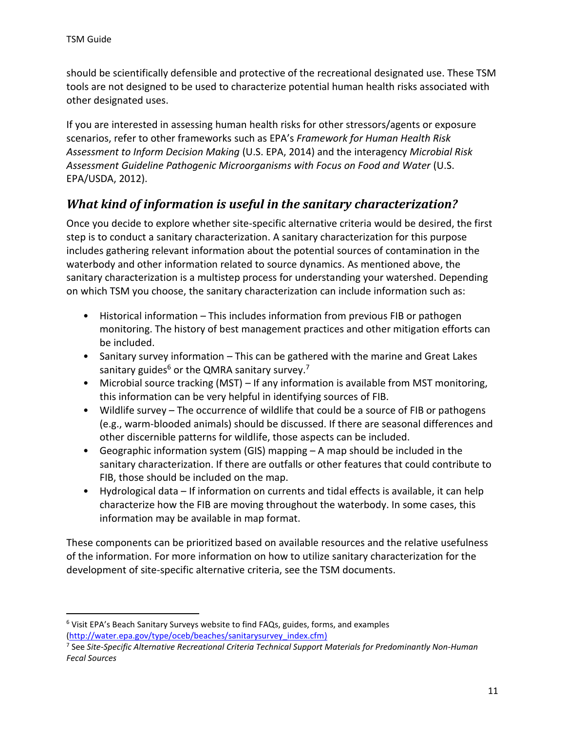should be scientifically defensible and protective of the recreational designated use. These TSM tools are not designed to be used to characterize potential human health risks associated with other designated uses.

If you are interested in assessing human health risks for other stressors/agents or exposure scenarios, refer to other frameworks such as EPA's *Framework for Human Health Risk Assessment to Inform Decision Making* (U.S. EPA, 2014) and the interagency *Microbial Risk Assessment Guideline Pathogenic Microorganisms with Focus on Food and Water* (U.S. EPA/USDA, 2012).

## *What kind of information is useful in the sanitary characterization?*

Once you decide to explore whether site-specific alternative criteria would be desired, the first step is to conduct a sanitary characterization. A sanitary characterization for this purpose includes gathering relevant information about the potential sources of contamination in the waterbody and other information related to source dynamics. As mentioned above, the sanitary characterization is a multistep process for understanding your watershed. Depending on which TSM you choose, the sanitary characterization can include information such as:

- Historical information – This includes information from previous FIB or pathogen monitoring. The history of best management practices and other mitigation efforts can be included.
- Sanitary survey information – This can be gathered with the marine and Great Lakes sanitary guides[6] or the QMRA sanitary survey.[7]
- Microbial source tracking (MST) – If any information is available from MST monitoring, this information can be very helpful in identifying sources of FIB.
- Wildlife survey – The occurrence of wildlife that could be a source of FIB or pathogens (e.g., warm-blooded animals) should be discussed. If there are seasonal differences and other discernible patterns for wildlife, those aspects can be included.
- Geographic information system (GIS) mapping – A map should be included in the sanitary characterization. If there are outfalls or other features that could contribute to FIB, those should be included on the map.
- Hydrological data – If information on currents and tidal effects is available, it can help characterize how the FIB are moving throughout the waterbody. In some cases, this information may be available in map format.

These components can be prioritized based on available resources and the relative usefulness of the information. For more information on how to utilize sanitary characterization for the development of site-specific alternative criteria, see the TSM documents.

---

[6] Visit EPA's Beach Sanitary Surveys website to find FAQs, guides, forms, and examples (http://water.epa.gov/type/oceb/beaches/sanitarysurvey_index.cfm)

[7] See *Site-Specific Alternative Recreational Criteria Technical Support Materials for Predominantly Non-Human Fecal Sources*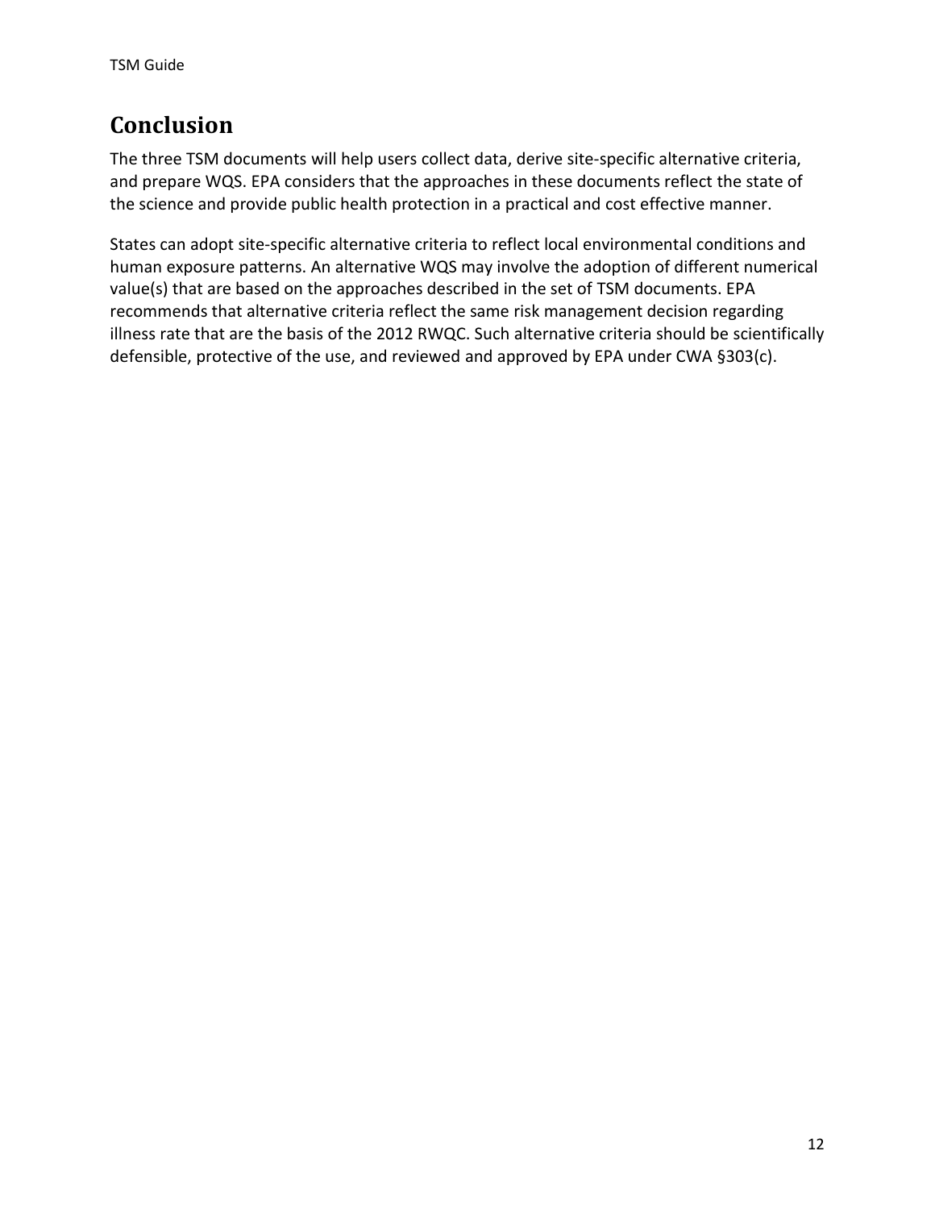## Conclusion

The three TSM documents will help users collect data, derive site-specific alternative criteria, and prepare WQS. EPA considers that the approaches in these documents reflect the state of the science and provide public health protection in a practical and cost effective manner.

States can adopt site-specific alternative criteria to reflect local environmental conditions and human exposure patterns. An alternative WQS may involve the adoption of different numerical value(s) that are based on the approaches described in the set of TSM documents. EPA recommends that alternative criteria reflect the same risk management decision regarding illness rate that are the basis of the 2012 RWQC. Such alternative criteria should be scientifically defensible, protective of the use, and reviewed and approved by EPA under CWA §303(c).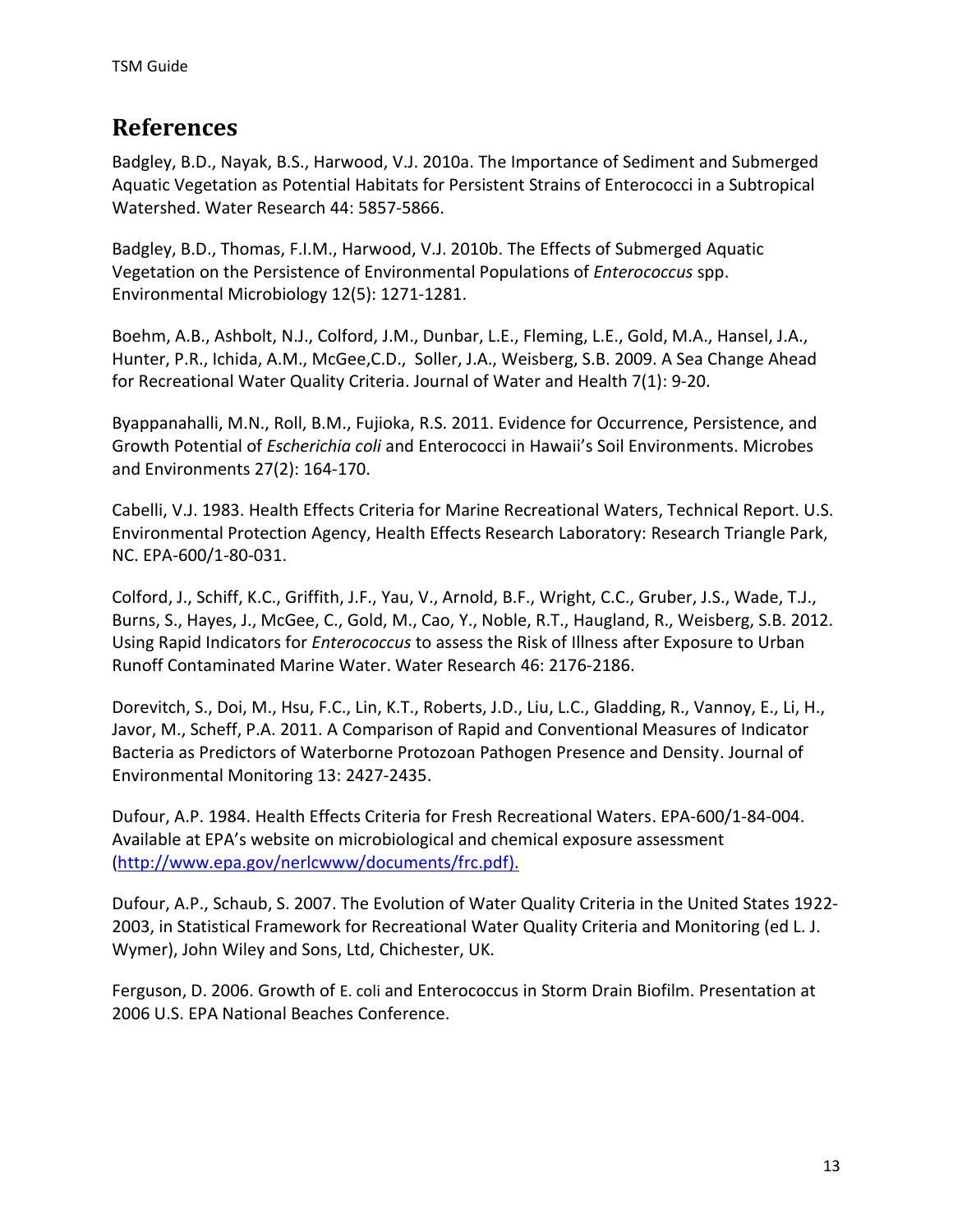# References

Badgley, B.D., Nayak, B.S., Harwood, V.J. 2010a. The Importance of Sediment and Submerged Aquatic Vegetation as Potential Habitats for Persistent Strains of Enterococci in a Subtropical Watershed. Water Research 44: 5857-5866.

Badgley, B.D., Thomas, F.I.M., Harwood, V.J. 2010b. The Effects of Submerged Aquatic Vegetation on the Persistence of Environmental Populations of *Enterococcus* spp. Environmental Microbiology 12(5): 1271-1281.

Boehm, A.B., Ashbolt, N.J., Colford, J.M., Dunbar, L.E., Fleming, L.E., Gold, M.A., Hansel, J.A., Hunter, P.R., Ichida, A.M., McGee,C.D., Soller, J.A., Weisberg, S.B. 2009. A Sea Change Ahead for Recreational Water Quality Criteria. Journal of Water and Health 7(1): 9-20.

Byappanahalli, M.N., Roll, B.M., Fujioka, R.S. 2011. Evidence for Occurrence, Persistence, and Growth Potential of *Escherichia coli* and Enterococci in Hawaii's Soil Environments. Microbes and Environments 27(2): 164-170.

Cabelli, V.J. 1983. Health Effects Criteria for Marine Recreational Waters, Technical Report. U.S. Environmental Protection Agency, Health Effects Research Laboratory: Research Triangle Park, NC. EPA-600/1-80-031.

Colford, J., Schiff, K.C., Griffith, J.F., Yau, V., Arnold, B.F., Wright, C.C., Gruber, J.S., Wade, T.J., Burns, S., Hayes, J., McGee, C., Gold, M., Cao, Y., Noble, R.T., Haugland, R., Weisberg, S.B. 2012. Using Rapid Indicators for *Enterococcus* to assess the Risk of Illness after Exposure to Urban Runoff Contaminated Marine Water. Water Research 46: 2176-2186.

Dorevitch, S., Doi, M., Hsu, F.C., Lin, K.T., Roberts, J.D., Liu, L.C., Gladding, R., Vannoy, E., Li, H., Javor, M., Scheff, P.A. 2011. A Comparison of Rapid and Conventional Measures of Indicator Bacteria as Predictors of Waterborne Protozoan Pathogen Presence and Density. Journal of Environmental Monitoring 13: 2427-2435.

Dufour, A.P. 1984. Health Effects Criteria for Fresh Recreational Waters. EPA-600/1-84-004. Available at EPA's website on microbiological and chemical exposure assessment (http://www.epa.gov/nerlcwww/documents/frc.pdf).

Dufour, A.P., Schaub, S. 2007. The Evolution of Water Quality Criteria in the United States 1922-2003, in Statistical Framework for Recreational Water Quality Criteria and Monitoring (ed L. J. Wymer), John Wiley and Sons, Ltd, Chichester, UK.

Ferguson, D. 2006. Growth of E. coli and Enterococcus in Storm Drain Biofilm. Presentation at 2006 U.S. EPA National Beaches Conference.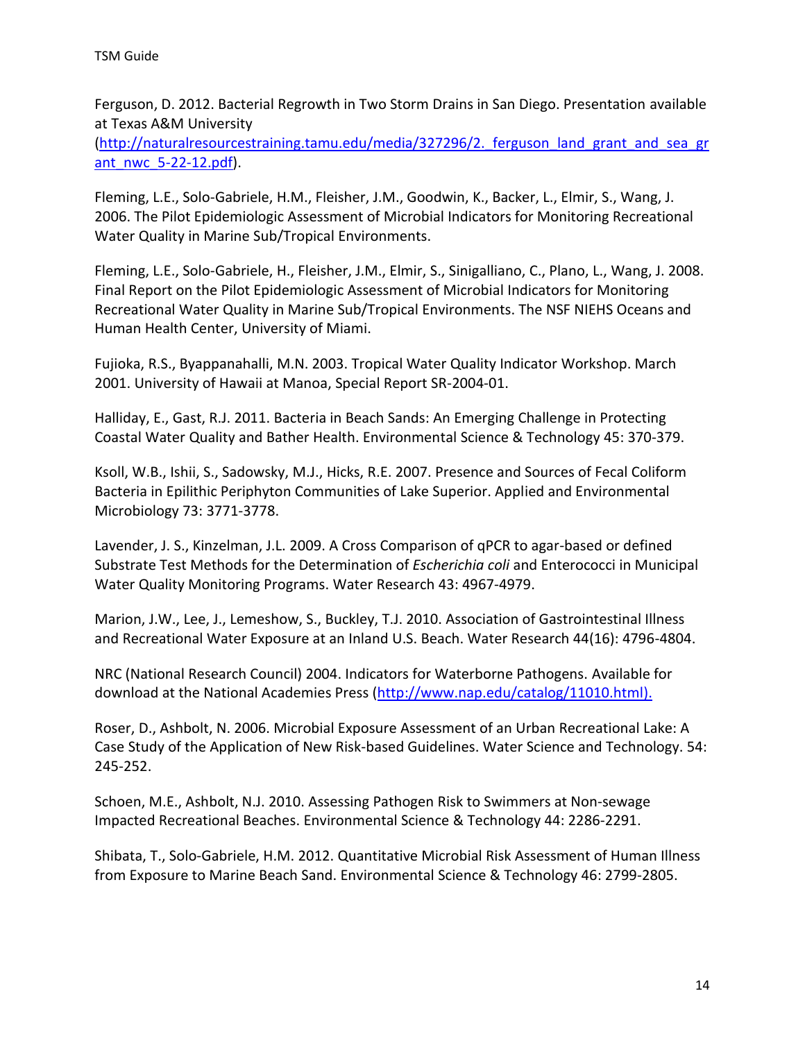Ferguson, D. 2012. Bacterial Regrowth in Two Storm Drains in San Diego. Presentation available at Texas A&M University (http://naturalresourcestraining.tamu.edu/media/327296/2._ferguson_land_grant_and_sea_grant_nwc_5-22-12.pdf).

Fleming, L.E., Solo-Gabriele, H.M., Fleisher, J.M., Goodwin, K., Backer, L., Elmir, S., Wang, J. 2006. The Pilot Epidemiologic Assessment of Microbial Indicators for Monitoring Recreational Water Quality in Marine Sub/Tropical Environments.

Fleming, L.E., Solo-Gabriele, H., Fleisher, J.M., Elmir, S., Sinigalliano, C., Plano, L., Wang, J. 2008. Final Report on the Pilot Epidemiologic Assessment of Microbial Indicators for Monitoring Recreational Water Quality in Marine Sub/Tropical Environments. The NSF NIEHS Oceans and Human Health Center, University of Miami.

Fujioka, R.S., Byappanahalli, M.N. 2003. Tropical Water Quality Indicator Workshop. March 2001. University of Hawaii at Manoa, Special Report SR-2004-01.

Halliday, E., Gast, R.J. 2011. Bacteria in Beach Sands: An Emerging Challenge in Protecting Coastal Water Quality and Bather Health. Environmental Science & Technology 45: 370-379.

Ksoll, W.B., Ishii, S., Sadowsky, M.J., Hicks, R.E. 2007. Presence and Sources of Fecal Coliform Bacteria in Epilithic Periphyton Communities of Lake Superior. Applied and Environmental Microbiology 73: 3771-3778.

Lavender, J. S., Kinzelman, J.L. 2009. A Cross Comparison of qPCR to agar-based or defined Substrate Test Methods for the Determination of *Escherichia coli* and Enterococci in Municipal Water Quality Monitoring Programs. Water Research 43: 4967-4979.

Marion, J.W., Lee, J., Lemeshow, S., Buckley, T.J. 2010. Association of Gastrointestinal Illness and Recreational Water Exposure at an Inland U.S. Beach. Water Research 44(16): 4796-4804.

NRC (National Research Council) 2004. Indicators for Waterborne Pathogens. Available for download at the National Academies Press (http://www.nap.edu/catalog/11010.html).

Roser, D., Ashbolt, N. 2006. Microbial Exposure Assessment of an Urban Recreational Lake: A Case Study of the Application of New Risk-based Guidelines. Water Science and Technology. 54: 245-252.

Schoen, M.E., Ashbolt, N.J. 2010. Assessing Pathogen Risk to Swimmers at Non-sewage Impacted Recreational Beaches. Environmental Science & Technology 44: 2286-2291.

Shibata, T., Solo-Gabriele, H.M. 2012. Quantitative Microbial Risk Assessment of Human Illness from Exposure to Marine Beach Sand. Environmental Science & Technology 46: 2799-2805.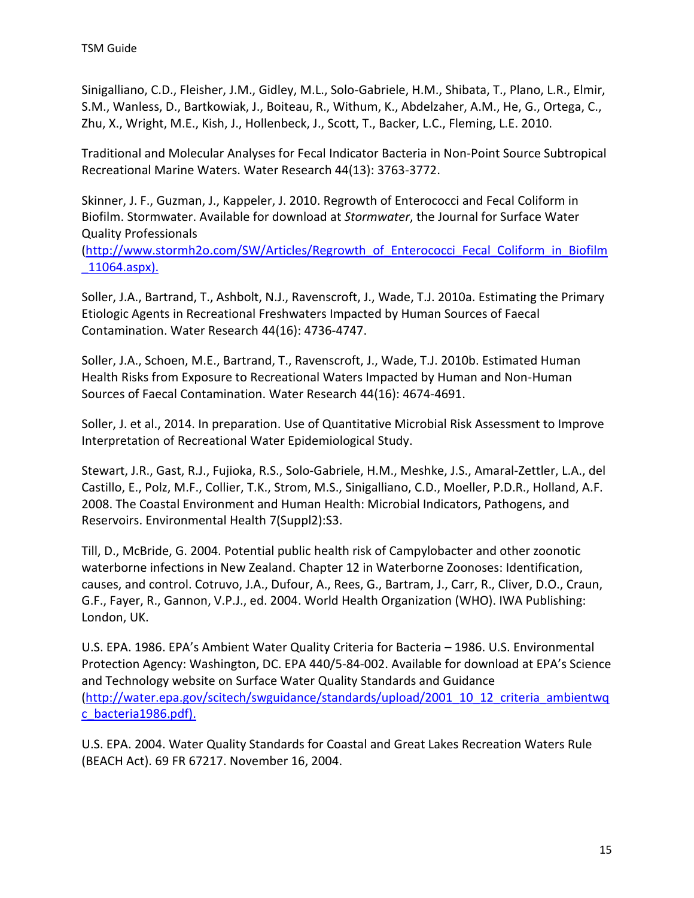Sinigalliano, C.D., Fleisher, J.M., Gidley, M.L., Solo-Gabriele, H.M., Shibata, T., Plano, L.R., Elmir, S.M., Wanless, D., Bartkowiak, J., Boiteau, R., Withum, K., Abdelzaher, A.M., He, G., Ortega, C., Zhu, X., Wright, M.E., Kish, J., Hollenbeck, J., Scott, T., Backer, L.C., Fleming, L.E. 2010.

Traditional and Molecular Analyses for Fecal Indicator Bacteria in Non-Point Source Subtropical Recreational Marine Waters. Water Research 44(13): 3763-3772.

Skinner, J. F., Guzman, J., Kappeler, J. 2010. Regrowth of Enterococci and Fecal Coliform in Biofilm. Stormwater. Available for download at *Stormwater*, the Journal for Surface Water Quality Professionals (http://www.stormh2o.com/SW/Articles/Regrowth_of_Enterococci_Fecal_Coliform_in_Biofilm_11064.aspx).

Soller, J.A., Bartrand, T., Ashbolt, N.J., Ravenscroft, J., Wade, T.J. 2010a. Estimating the Primary Etiologic Agents in Recreational Freshwaters Impacted by Human Sources of Faecal Contamination. Water Research 44(16): 4736-4747.

Soller, J.A., Schoen, M.E., Bartrand, T., Ravenscroft, J., Wade, T.J. 2010b. Estimated Human Health Risks from Exposure to Recreational Waters Impacted by Human and Non-Human Sources of Faecal Contamination. Water Research 44(16): 4674-4691.

Soller, J. et al., 2014. In preparation. Use of Quantitative Microbial Risk Assessment to Improve Interpretation of Recreational Water Epidemiological Study.

Stewart, J.R., Gast, R.J., Fujioka, R.S., Solo-Gabriele, H.M., Meshke, J.S., Amaral-Zettler, L.A., del Castillo, E., Polz, M.F., Collier, T.K., Strom, M.S., Sinigalliano, C.D., Moeller, P.D.R., Holland, A.F. 2008. The Coastal Environment and Human Health: Microbial Indicators, Pathogens, and Reservoirs. Environmental Health 7(Suppl2):S3.

Till, D., McBride, G. 2004. Potential public health risk of Campylobacter and other zoonotic waterborne infections in New Zealand. Chapter 12 in Waterborne Zoonoses: Identification, causes, and control. Cotruvo, J.A., Dufour, A., Rees, G., Bartram, J., Carr, R., Cliver, D.O., Craun, G.F., Fayer, R., Gannon, V.P.J., ed. 2004. World Health Organization (WHO). IWA Publishing: London, UK.

U.S. EPA. 1986. EPA's Ambient Water Quality Criteria for Bacteria – 1986. U.S. Environmental Protection Agency: Washington, DC. EPA 440/5-84-002. Available for download at EPA's Science and Technology website on Surface Water Quality Standards and Guidance (http://water.epa.gov/scitech/swguidance/standards/upload/2001_10_12_criteria_ambientwqc_bacteria1986.pdf).

U.S. EPA. 2004. Water Quality Standards for Coastal and Great Lakes Recreation Waters Rule (BEACH Act). 69 FR 67217. November 16, 2004.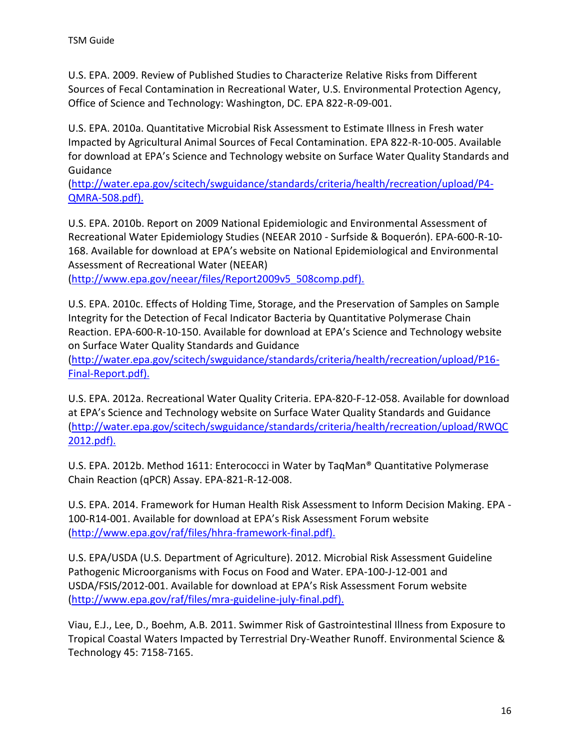U.S. EPA. 2009. Review of Published Studies to Characterize Relative Risks from Different Sources of Fecal Contamination in Recreational Water, U.S. Environmental Protection Agency, Office of Science and Technology: Washington, DC. EPA 822-R-09-001.

U.S. EPA. 2010a. Quantitative Microbial Risk Assessment to Estimate Illness in Fresh water Impacted by Agricultural Animal Sources of Fecal Contamination. EPA 822-R-10-005. Available for download at EPA's Science and Technology website on Surface Water Quality Standards and Guidance (http://water.epa.gov/scitech/swguidance/standards/criteria/health/recreation/upload/P4-QMRA-508.pdf).

U.S. EPA. 2010b. Report on 2009 National Epidemiologic and Environmental Assessment of Recreational Water Epidemiology Studies (NEEAR 2010 - Surfside & Boquerón). EPA-600-R-10-168. Available for download at EPA's website on National Epidemiological and Environmental Assessment of Recreational Water (NEEAR) (http://www.epa.gov/neear/files/Report2009v5_508comp.pdf).

U.S. EPA. 2010c. Effects of Holding Time, Storage, and the Preservation of Samples on Sample Integrity for the Detection of Fecal Indicator Bacteria by Quantitative Polymerase Chain Reaction. EPA-600-R-10-150. Available for download at EPA's Science and Technology website on Surface Water Quality Standards and Guidance (http://water.epa.gov/scitech/swguidance/standards/criteria/health/recreation/upload/P16-Final-Report.pdf).

U.S. EPA. 2012a. Recreational Water Quality Criteria. EPA-820-F-12-058. Available for download at EPA's Science and Technology website on Surface Water Quality Standards and Guidance (http://water.epa.gov/scitech/swguidance/standards/criteria/health/recreation/upload/RWQC2012.pdf).

U.S. EPA. 2012b. Method 1611: Enterococci in Water by TaqMan® Quantitative Polymerase Chain Reaction (qPCR) Assay. EPA-821-R-12-008.

U.S. EPA. 2014. Framework for Human Health Risk Assessment to Inform Decision Making. EPA - 100-R14-001. Available for download at EPA's Risk Assessment Forum website (http://www.epa.gov/raf/files/hhra-framework-final.pdf).

U.S. EPA/USDA (U.S. Department of Agriculture). 2012. Microbial Risk Assessment Guideline Pathogenic Microorganisms with Focus on Food and Water. EPA-100-J-12-001 and USDA/FSIS/2012-001. Available for download at EPA's Risk Assessment Forum website (http://www.epa.gov/raf/files/mra-guideline-july-final.pdf).

Viau, E.J., Lee, D., Boehm, A.B. 2011. Swimmer Risk of Gastrointestinal Illness from Exposure to Tropical Coastal Waters Impacted by Terrestrial Dry-Weather Runoff. Environmental Science & Technology 45: 7158-7165.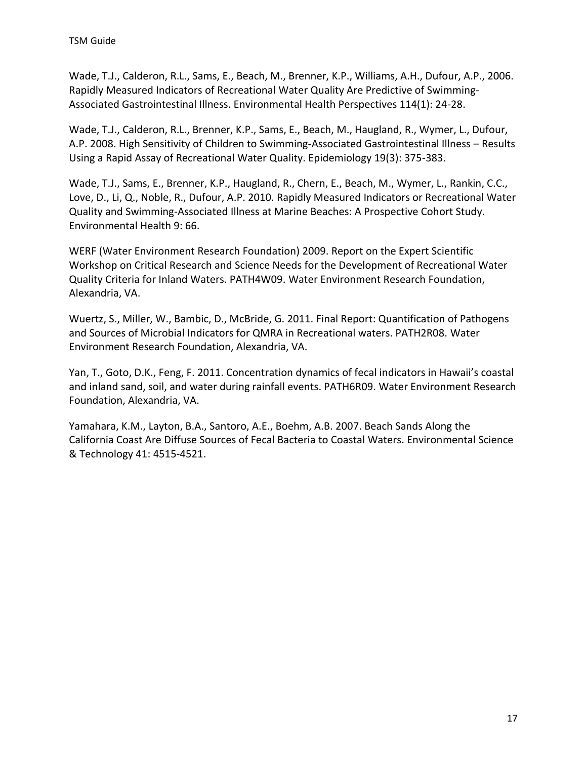Wade, T.J., Calderon, R.L., Sams, E., Beach, M., Brenner, K.P., Williams, A.H., Dufour, A.P., 2006. Rapidly Measured Indicators of Recreational Water Quality Are Predictive of Swimming-Associated Gastrointestinal Illness. Environmental Health Perspectives 114(1): 24-28.

Wade, T.J., Calderon, R.L., Brenner, K.P., Sams, E., Beach, M., Haugland, R., Wymer, L., Dufour, A.P. 2008. High Sensitivity of Children to Swimming-Associated Gastrointestinal Illness – Results Using a Rapid Assay of Recreational Water Quality. Epidemiology 19(3): 375-383.

Wade, T.J., Sams, E., Brenner, K.P., Haugland, R., Chern, E., Beach, M., Wymer, L., Rankin, C.C., Love, D., Li, Q., Noble, R., Dufour, A.P. 2010. Rapidly Measured Indicators or Recreational Water Quality and Swimming-Associated Illness at Marine Beaches: A Prospective Cohort Study. Environmental Health 9: 66.

WERF (Water Environment Research Foundation) 2009. Report on the Expert Scientific Workshop on Critical Research and Science Needs for the Development of Recreational Water Quality Criteria for Inland Waters. PATH4W09. Water Environment Research Foundation, Alexandria, VA.

Wuertz, S., Miller, W., Bambic, D., McBride, G. 2011. Final Report: Quantification of Pathogens and Sources of Microbial Indicators for QMRA in Recreational waters. PATH2R08. Water Environment Research Foundation, Alexandria, VA.

Yan, T., Goto, D.K., Feng, F. 2011. Concentration dynamics of fecal indicators in Hawaii's coastal and inland sand, soil, and water during rainfall events. PATH6R09. Water Environment Research Foundation, Alexandria, VA.

Yamahara, K.M., Layton, B.A., Santoro, A.E., Boehm, A.B. 2007. Beach Sands Along the California Coast Are Diffuse Sources of Fecal Bacteria to Coastal Waters. Environmental Science & Technology 41: 4515-4521.